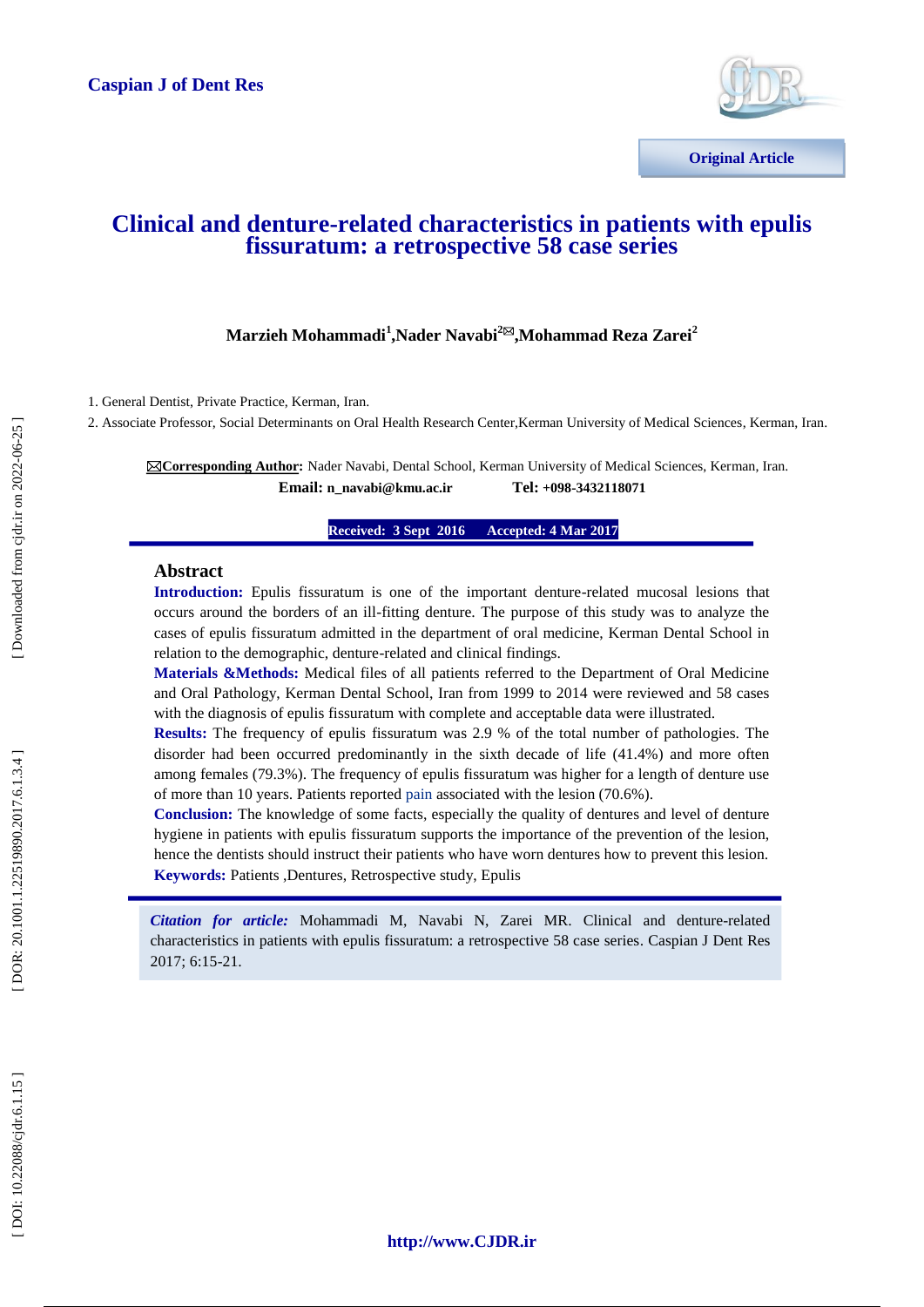Original Article

# Clinical and denture-related characteristics in patients with epulis fissuratum: a retrospective 58 case series

**Marzieh Mohammadi[1], Nader Navabi[2]✉, Mohammad Reza Zarei[2]**

1. General Dentist, Private Practice, Kerman, Iran.
2. Associate Professor, Social Determinants on Oral Health Research Center, Kerman University of Medical Sciences, Kerman, Iran.

✉**Corresponding Author**: Nader Navabi, Dental School, Kerman University of Medical Sciences, Kerman, Iran.
**Email: n_navabi@kmu.ac.ir** **Tel: +098-3432118071**

**Received: 3 Sept 2016 Accepted: 4 Mar 2017**

## Abstract

**Introduction:** Epulis fissuratum is one of the important denture-related mucosal lesions that occurs around the borders of an ill-fitting denture. The purpose of this study was to analyze the cases of epulis fissuratum admitted in the department of oral medicine, Kerman Dental School in relation to the demographic, denture-related and clinical findings.

**Materials &Methods:** Medical files of all patients referred to the Department of Oral Medicine and Oral Pathology, Kerman Dental School, Iran from 1999 to 2014 were reviewed and 58 cases with the diagnosis of epulis fissuratum with complete and acceptable data were illustrated.

**Results:** The frequency of epulis fissuratum was 2.9 % of the total number of pathologies. The disorder had been occurred predominantly in the sixth decade of life (41.4%) and more often among females (79.3%). The frequency of epulis fissuratum was higher for a length of denture use of more than 10 years. Patients reported pain associated with the lesion (70.6%).

**Conclusion:** The knowledge of some facts, especially the quality of dentures and level of denture hygiene in patients with epulis fissuratum supports the importance of the prevention of the lesion, hence the dentists should instruct their patients who have worn dentures how to prevent this lesion.

**Keywords:** Patients ,Dentures, Retrospective study, Epulis

***Citation for article:*** Mohammadi M, Navabi N, Zarei MR. Clinical and denture-related characteristics in patients with epulis fissuratum: a retrospective 58 case series. Caspian J Dent Res 2017; 6:15-21.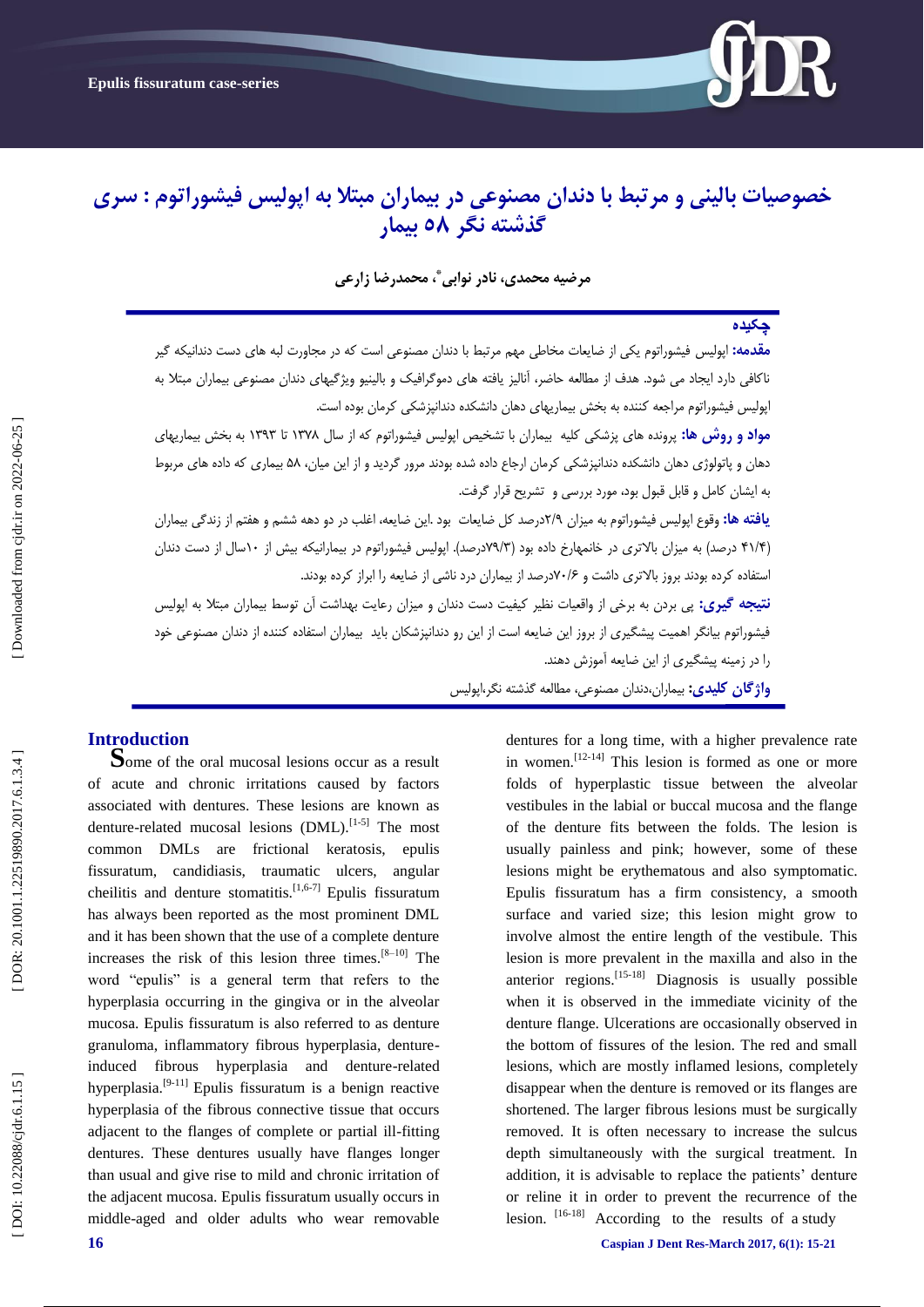# خصوصیات بالینی و مرتبط با دندان مصنوعی در بیماران مبتلا به اپولیس فیشوراتوم : سری گذشته نگر ۵۸ بیمار

**مرضیه محمدی، نادر نوابی*، محمدرضا زارعی**

## چکیده

**مقدمه:** اپولیس فیشوراتوم یکی از ضایعات مخاطی مهم مرتبط با دندان مصنوعی است که در مجاورت لبه های دست دندانیکه گیر ناکافی دارد ایجاد می شود. هدف از مطالعه حاضر، آنالیز یافته های دموگرافیک و بالینیو ویژگیهای دندان مصنوعی بیماران مبتلا به اپولیس فیشوراتوم مراجعه کننده به بخش بیماریهای دهان دانشکده دندانپزشکی کرمان بوده است.

**مواد و روش ها:** پرونده های پزشکی کلیه بیماران با تشخیص اپولیس فیشوراتوم که از سال ۱۳۷۸ تا ۱۳۹۳ به بخش بیماریهای دهان و پاتولوژی دهان دانشکده دندانپزشکی کرمان ارجاع داده شده بودند مرور گردید و از این میان، ۵۸ بیماری که داده های مربوط به ایشان کامل و قابل قبول بود، مورد بررسی و تشریح قرار گرفت.

**یافته ها:** وقوع اپولیس فیشوراتوم به میزان ۲/۹درصد کل ضایعات بود .این ضایعه، اغلب در دو دهه ششم و هفتم از زندگی بیماران (۴۱/۴ درصد) به میزان بالاتری در خانمهارخ داده بود (۷۹/۳درصد). اپولیس فیشوراتوم در بیمارانیکه بیش از ۱۰سال از دست دندان استفاده کرده بودند بروز بالاتری داشت و ۷۰/۶درصد از بیماران درد ناشی از ضایعه را ابراز کرده بودند.

**نتیجه گیری:** پی بردن به برخی از واقعیات نظیر کیفیت دست دندان و میزان رعایت بهداشت آن توسط بیماران مبتلا به اپولیس فیشوراتوم بیانگر اهمیت پیشگیری از بروز این ضایعه است از این رو دندانپزشکان باید بیماران استفاده کننده از دندان مصنوعی خود را در زمینه پیشگیری از این ضایعه آموزش دهند.

**واژگان کلیدی:** بیماران،دندان مصنوعی، مطالعه گذشته نگر،اپولیس

## Introduction

Some of the oral mucosal lesions occur as a result of acute and chronic irritations caused by factors associated with dentures. These lesions are known as denture-related mucosal lesions (DML).[1-5] The most common DMLs are frictional keratosis, epulis fissuratum, candidiasis, traumatic ulcers, angular cheilitis and denture stomatitis.[1,6-7] Epulis fissuratum has always been reported as the most prominent DML and it has been shown that the use of a complete denture increases the risk of this lesion three times.[8–10] The word "epulis" is a general term that refers to the hyperplasia occurring in the gingiva or in the alveolar mucosa. Epulis fissuratum is also referred to as denture granuloma, inflammatory fibrous hyperplasia, denture-induced fibrous hyperplasia and denture-related hyperplasia.[9-11] Epulis fissuratum is a benign reactive hyperplasia of the fibrous connective tissue that occurs adjacent to the flanges of complete or partial ill-fitting dentures. These dentures usually have flanges longer than usual and give rise to mild and chronic irritation of the adjacent mucosa. Epulis fissuratum usually occurs in middle-aged and older adults who wear removable dentures for a long time, with a higher prevalence rate in women.[12-14] This lesion is formed as one or more folds of hyperplastic tissue between the alveolar vestibules in the labial or buccal mucosa and the flange of the denture fits between the folds. The lesion is usually painless and pink; however, some of these lesions might be erythematous and also symptomatic. Epulis fissuratum has a firm consistency, a smooth surface and varied size; this lesion might grow to involve almost the entire length of the vestibule. This lesion is more prevalent in the maxilla and also in the anterior regions.[15-18] Diagnosis is usually possible when it is observed in the immediate vicinity of the denture flange. Ulcerations are occasionally observed in the bottom of fissures of the lesion. The red and small lesions, which are mostly inflamed lesions, completely disappear when the denture is removed or its flanges are shortened. The larger fibrous lesions must be surgically removed. It is often necessary to increase the sulcus depth simultaneously with the surgical treatment. In addition, it is advisable to replace the patients' denture or reline it in order to prevent the recurrence of the lesion. [16-18] According to the results of a study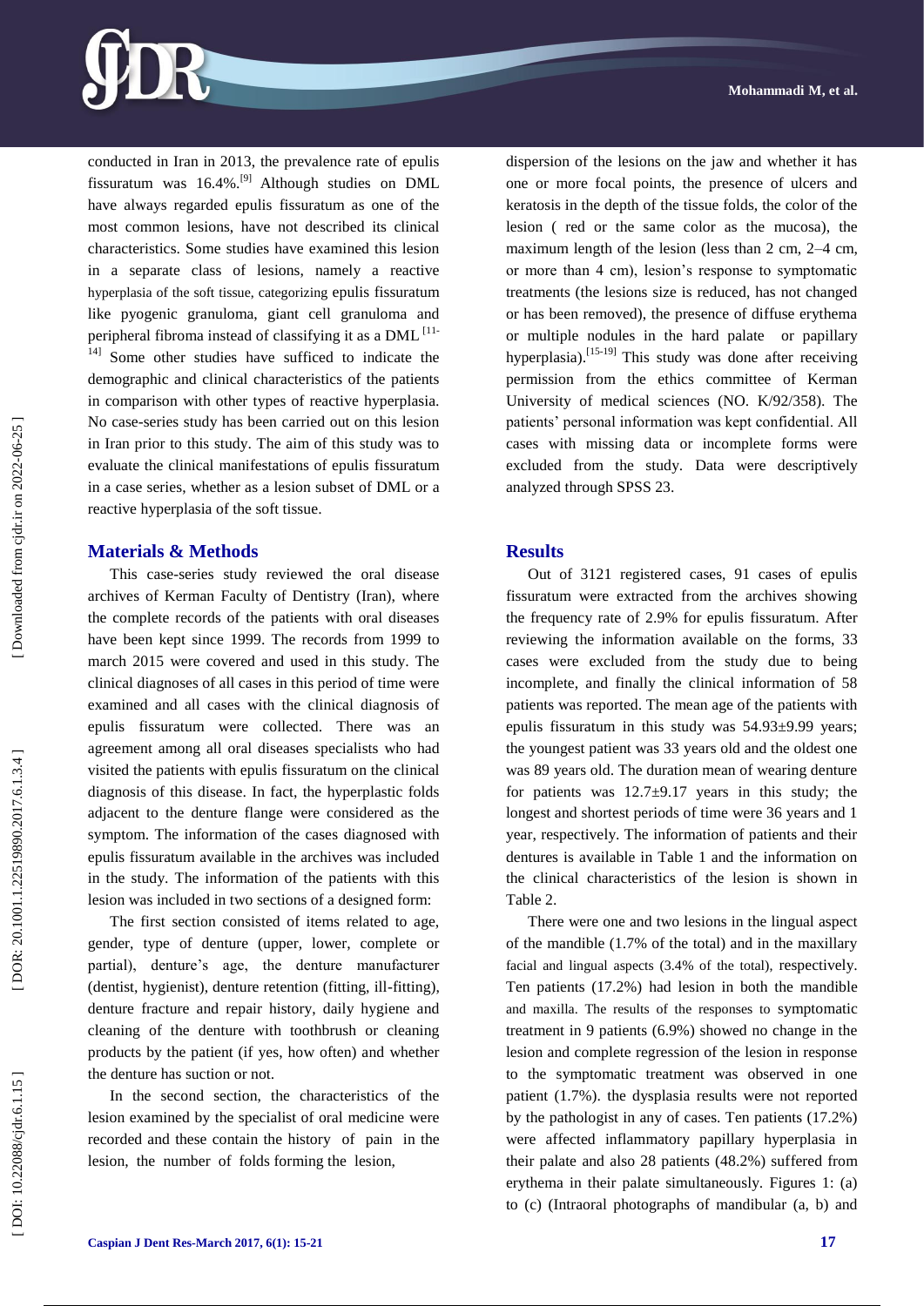conducted in Iran in 2013, the prevalence rate of epulis fissuratum was 16.4%.[9] Although studies on DML have always regarded epulis fissuratum as one of the most common lesions, have not described its clinical characteristics. Some studies have examined this lesion in a separate class of lesions, namely a reactive hyperplasia of the soft tissue, categorizing epulis fissuratum like pyogenic granuloma, giant cell granuloma and peripheral fibroma instead of classifying it as a DML [11-14] Some other studies have sufficed to indicate the demographic and clinical characteristics of the patients in comparison with other types of reactive hyperplasia. No case-series study has been carried out on this lesion in Iran prior to this study. The aim of this study was to evaluate the clinical manifestations of epulis fissuratum in a case series, whether as a lesion subset of DML or a reactive hyperplasia of the soft tissue.

## Materials & Methods

This case-series study reviewed the oral disease archives of Kerman Faculty of Dentistry (Iran), where the complete records of the patients with oral diseases have been kept since 1999. The records from 1999 to march 2015 were covered and used in this study. The clinical diagnoses of all cases in this period of time were examined and all cases with the clinical diagnosis of epulis fissuratum were collected. There was an agreement among all oral diseases specialists who had visited the patients with epulis fissuratum on the clinical diagnosis of this disease. In fact, the hyperplastic folds adjacent to the denture flange were considered as the symptom. The information of the cases diagnosed with epulis fissuratum available in the archives was included in the study. The information of the patients with this lesion was included in two sections of a designed form:

The first section consisted of items related to age, gender, type of denture (upper, lower, complete or partial), denture's age, the denture manufacturer (dentist, hygienist), denture retention (fitting, ill-fitting), denture fracture and repair history, daily hygiene and cleaning of the denture with toothbrush or cleaning products by the patient (if yes, how often) and whether the denture has suction or not.

In the second section, the characteristics of the lesion examined by the specialist of oral medicine were recorded and these contain the history of pain in the lesion, the number of folds forming the lesion, dispersion of the lesions on the jaw and whether it has one or more focal points, the presence of ulcers and keratosis in the depth of the tissue folds, the color of the lesion ( red or the same color as the mucosa), the maximum length of the lesion (less than 2 cm, 2–4 cm, or more than 4 cm), lesion's response to symptomatic treatments (the lesions size is reduced, has not changed or has been removed), the presence of diffuse erythema or multiple nodules in the hard palate or papillary hyperplasia).[15-19] This study was done after receiving permission from the ethics committee of Kerman University of medical sciences (NO. K/92/358). The patients' personal information was kept confidential. All cases with missing data or incomplete forms were excluded from the study. Data were descriptively analyzed through SPSS 23.

## Results

Out of 3121 registered cases, 91 cases of epulis fissuratum were extracted from the archives showing the frequency rate of 2.9% for epulis fissuratum. After reviewing the information available on the forms, 33 cases were excluded from the study due to being incomplete, and finally the clinical information of 58 patients was reported. The mean age of the patients with epulis fissuratum in this study was 54.93±9.99 years; the youngest patient was 33 years old and the oldest one was 89 years old. The duration mean of wearing denture for patients was 12.7±9.17 years in this study; the longest and shortest periods of time were 36 years and 1 year, respectively. The information of patients and their dentures is available in Table 1 and the information on the clinical characteristics of the lesion is shown in Table 2.

There were one and two lesions in the lingual aspect of the mandible (1.7% of the total) and in the maxillary facial and lingual aspects (3.4% of the total), respectively. Ten patients (17.2%) had lesion in both the mandible and maxilla. The results of the responses to symptomatic treatment in 9 patients (6.9%) showed no change in the lesion and complete regression of the lesion in response to the symptomatic treatment was observed in one patient (1.7%). the dysplasia results were not reported by the pathologist in any of cases. Ten patients (17.2%) were affected inflammatory papillary hyperplasia in their palate and also 28 patients (48.2%) suffered from erythema in their palate simultaneously. Figures 1: (a) to (c) (Intraoral photographs of mandibular (a, b) and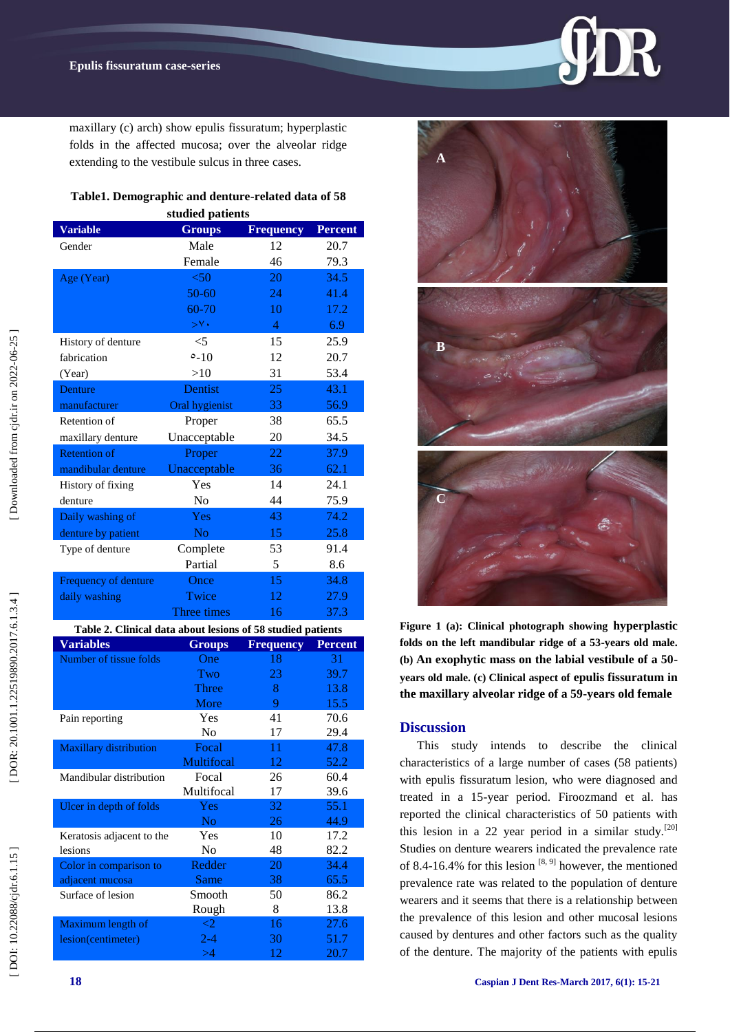maxillary (c) arch) show epulis fissuratum; hyperplastic folds in the affected mucosa; over the alveolar ridge extending to the vestibule sulcus in three cases.

**Table1. Demographic and denture-related data of 58 studied patients**

| Variable | Groups | Frequency | Percent |
|---|---|---|---|
| Gender | Male | 12 | 20.7 |
| | Female | 46 | 79.3 |
| Age (Year) | <50 | 20 | 34.5 |
| | 50-60 | 24 | 41.4 |
| | 60-70 | 10 | 17.2 |
| | >٧٠ | 4 | 6.9 |
| History of denture fabrication (Year) | <5 | 15 | 25.9 |
| | ٥-10 | 12 | 20.7 |
| | >10 | 31 | 53.4 |
| Denture manufacturer | Dentist | 25 | 43.1 |
| | Oral hygienist | 33 | 56.9 |
| Retention of maxillary denture | Proper | 38 | 65.5 |
| | Unacceptable | 20 | 34.5 |
| Retention of mandibular denture | Proper | 22 | 37.9 |
| | Unacceptable | 36 | 62.1 |
| History of fixing denture | Yes | 14 | 24.1 |
| | No | 44 | 75.9 |
| Daily washing of denture by patient | Yes | 43 | 74.2 |
| | No | 15 | 25.8 |
| Type of denture | Complete | 53 | 91.4 |
| | Partial | 5 | 8.6 |
| Frequency of denture daily washing | Once | 15 | 34.8 |
| | Twice | 12 | 27.9 |
| | Three times | 16 | 37.3 |

**Table 2. Clinical data about lesions of 58 studied patients**

| Variables | Groups | Frequency | Percent |
|---|---|---|---|
| Number of tissue folds | One | 18 | 31 |
| | Two | 23 | 39.7 |
| | Three | 8 | 13.8 |
| | More | 9 | 15.5 |
| Pain reporting | Yes | 41 | 70.6 |
| | No | 17 | 29.4 |
| Maxillary distribution | Focal | 11 | 47.8 |
| | Multifocal | 12 | 52.2 |
| Mandibular distribution | Focal | 26 | 60.4 |
| | Multifocal | 17 | 39.6 |
| Ulcer in depth of folds | Yes | 32 | 55.1 |
| | No | 26 | 44.9 |
| Keratosis adjacent to the lesions | Yes | 10 | 17.2 |
| | No | 48 | 82.2 |
| Color in comparison to adjacent mucosa | Redder | 20 | 34.4 |
| | Same | 38 | 65.5 |
| Surface of lesion | Smooth | 50 | 86.2 |
| | Rough | 8 | 13.8 |
| Maximum length of lesion(centimeter) | <2 | 16 | 27.6 |
| | 2-4 | 30 | 51.7 |
| | >4 | 12 | 20.7 |

**Figure 1 (a): Clinical photograph showing hyperplastic folds on the left mandibular ridge of a 53-years old male. (b) An exophytic mass on the labial vestibule of a 50-years old male. (c) Clinical aspect of epulis fissuratum in the maxillary alveolar ridge of a 59-years old female**

## Discussion

This study intends to describe the clinical characteristics of a large number of cases (58 patients) with epulis fissuratum lesion, who were diagnosed and treated in a 15-year period. Firoozmand et al. has reported the clinical characteristics of 50 patients with this lesion in a 22 year period in a similar study.[20] Studies on denture wearers indicated the prevalence rate of 8.4-16.4% for this lesion [8, 9] however, the mentioned prevalence rate was related to the population of denture wearers and it seems that there is a relationship between the prevalence of this lesion and other mucosal lesions caused by dentures and other factors such as the quality of the denture. The majority of the patients with epulis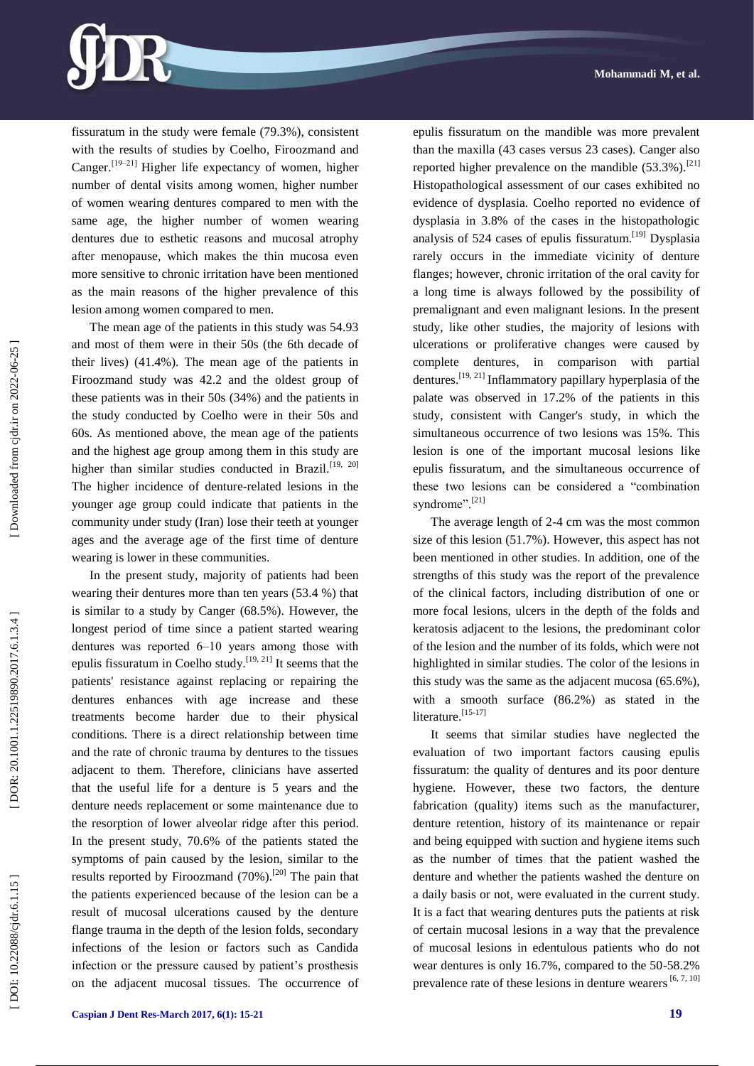fissuratum in the study were female (79.3%), consistent with the results of studies by Coelho, Firoozmand and Canger.[19–21] Higher life expectancy of women, higher number of dental visits among women, higher number of women wearing dentures compared to men with the same age, the higher number of women wearing dentures due to esthetic reasons and mucosal atrophy after menopause, which makes the thin mucosa even more sensitive to chronic irritation have been mentioned as the main reasons of the higher prevalence of this lesion among women compared to men.

The mean age of the patients in this study was 54.93 and most of them were in their 50s (the 6th decade of their lives) (41.4%). The mean age of the patients in Firoozmand study was 42.2 and the oldest group of these patients was in their 50s (34%) and the patients in the study conducted by Coelho were in their 50s and 60s. As mentioned above, the mean age of the patients and the highest age group among them in this study are higher than similar studies conducted in Brazil.[19, 20] The higher incidence of denture-related lesions in the younger age group could indicate that patients in the community under study (Iran) lose their teeth at younger ages and the average age of the first time of denture wearing is lower in these communities.

In the present study, majority of patients had been wearing their dentures more than ten years (53.4 %) that is similar to a study by Canger (68.5%). However, the longest period of time since a patient started wearing dentures was reported 6–10 years among those with epulis fissuratum in Coelho study.[19, 21] It seems that the patients' resistance against replacing or repairing the dentures enhances with age increase and these treatments become harder due to their physical conditions. There is a direct relationship between time and the rate of chronic trauma by dentures to the tissues adjacent to them. Therefore, clinicians have asserted that the useful life for a denture is 5 years and the denture needs replacement or some maintenance due to the resorption of lower alveolar ridge after this period. In the present study, 70.6% of the patients stated the symptoms of pain caused by the lesion, similar to the results reported by Firoozmand (70%).[20] The pain that the patients experienced because of the lesion can be a result of mucosal ulcerations caused by the denture flange trauma in the depth of the lesion folds, secondary infections of the lesion or factors such as Candida infection or the pressure caused by patient's prosthesis on the adjacent mucosal tissues. The occurrence of epulis fissuratum on the mandible was more prevalent than the maxilla (43 cases versus 23 cases). Canger also reported higher prevalence on the mandible (53.3%).[21] Histopathological assessment of our cases exhibited no evidence of dysplasia. Coelho reported no evidence of dysplasia in 3.8% of the cases in the histopathologic analysis of 524 cases of epulis fissuratum.[19] Dysplasia rarely occurs in the immediate vicinity of denture flanges; however, chronic irritation of the oral cavity for a long time is always followed by the possibility of premalignant and even malignant lesions. In the present study, like other studies, the majority of lesions with ulcerations or proliferative changes were caused by complete dentures, in comparison with partial dentures.[19, 21] Inflammatory papillary hyperplasia of the palate was observed in 17.2% of the patients in this study, consistent with Canger's study, in which the simultaneous occurrence of two lesions was 15%. This lesion is one of the important mucosal lesions like epulis fissuratum, and the simultaneous occurrence of these two lesions can be considered a "combination syndrome".[21]

The average length of 2-4 cm was the most common size of this lesion (51.7%). However, this aspect has not been mentioned in other studies. In addition, one of the strengths of this study was the report of the prevalence of the clinical factors, including distribution of one or more focal lesions, ulcers in the depth of the folds and keratosis adjacent to the lesions, the predominant color of the lesion and the number of its folds, which were not highlighted in similar studies. The color of the lesions in this study was the same as the adjacent mucosa (65.6%), with a smooth surface (86.2%) as stated in the literature.[15-17]

It seems that similar studies have neglected the evaluation of two important factors causing epulis fissuratum: the quality of dentures and its poor denture hygiene. However, these two factors, the denture fabrication (quality) items such as the manufacturer, denture retention, history of its maintenance or repair and being equipped with suction and hygiene items such as the number of times that the patient washed the denture and whether the patients washed the denture on a daily basis or not, were evaluated in the current study. It is a fact that wearing dentures puts the patients at risk of certain mucosal lesions in a way that the prevalence of mucosal lesions in edentulous patients who do not wear dentures is only 16.7%, compared to the 50-58.2% prevalence rate of these lesions in denture wearers [6, 7, 10]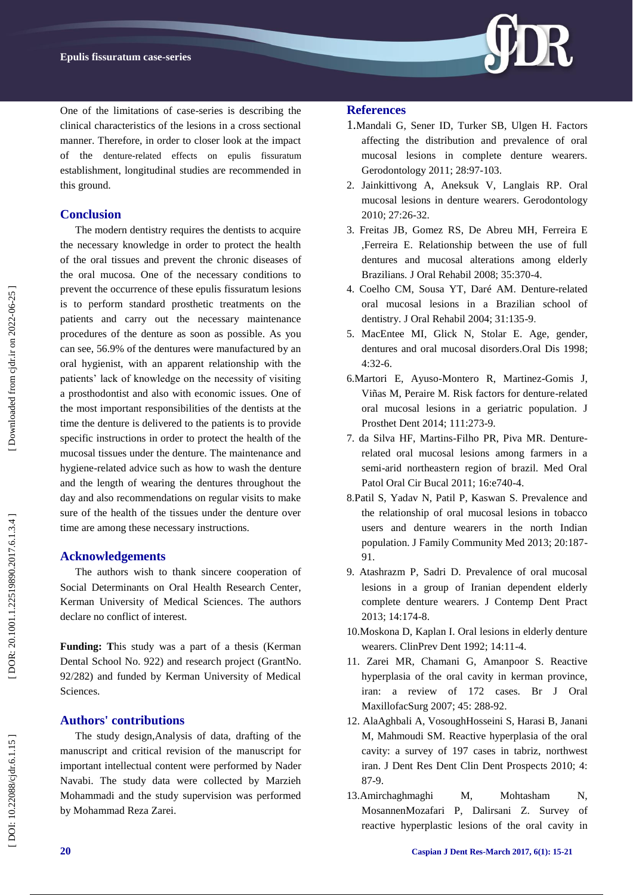One of the limitations of case-series is describing the clinical characteristics of the lesions in a cross sectional manner. Therefore, in order to closer look at the impact of the denture-related effects on epulis fissuratum establishment, longitudinal studies are recommended in this ground.

## Conclusion

The modern dentistry requires the dentists to acquire the necessary knowledge in order to protect the health of the oral tissues and prevent the chronic diseases of the oral mucosa. One of the necessary conditions to prevent the occurrence of these epulis fissuratum lesions is to perform standard prosthetic treatments on the patients and carry out the necessary maintenance procedures of the denture as soon as possible. As you can see, 56.9% of the dentures were manufactured by an oral hygienist, with an apparent relationship with the patients' lack of knowledge on the necessity of visiting a prosthodontist and also with economic issues. One of the most important responsibilities of the dentists at the time the denture is delivered to the patients is to provide specific instructions in order to protect the health of the mucosal tissues under the denture. The maintenance and hygiene-related advice such as how to wash the denture and the length of wearing the dentures throughout the day and also recommendations on regular visits to make sure of the health of the tissues under the denture over time are among these necessary instructions.

## Acknowledgements

The authors wish to thank sincere cooperation of Social Determinants on Oral Health Research Center, Kerman University of Medical Sciences. The authors declare no conflict of interest.

**Funding: T**his study was a part of a thesis (Kerman Dental School No. 922) and research project (GrantNo. 92/282) and funded by Kerman University of Medical Sciences.

## Authors' contributions

The study design,Analysis of data, drafting of the manuscript and critical revision of the manuscript for important intellectual content were performed by Nader Navabi. The study data were collected by Marzieh Mohammadi and the study supervision was performed by Mohammad Reza Zarei.

## References

1. Mandali G, Sener ID, Turker SB, Ulgen H. Factors affecting the distribution and prevalence of oral mucosal lesions in complete denture wearers. Gerodontology 2011; 28:97-103.
2. Jainkittivong A, Aneksuk V, Langlais RP. Oral mucosal lesions in denture wearers. Gerodontology 2010; 27:26-32.
3. Freitas JB, Gomez RS, De Abreu MH, Ferreira E ,Ferreira E. Relationship between the use of full dentures and mucosal alterations among elderly Brazilians. J Oral Rehabil 2008; 35:370-4.
4. Coelho CM, Sousa YT, Daré AM. Denture-related oral mucosal lesions in a Brazilian school of dentistry. J Oral Rehabil 2004; 31:135-9.
5. MacEntee MI, Glick N, Stolar E. Age, gender, dentures and oral mucosal disorders.Oral Dis 1998; 4:32-6.
6. Martori E, Ayuso-Montero R, Martinez-Gomis J, Viñas M, Peraire M. Risk factors for denture-related oral mucosal lesions in a geriatric population. J Prosthet Dent 2014; 111:273-9.
7. da Silva HF, Martins-Filho PR, Piva MR. Denture-related oral mucosal lesions among farmers in a semi-arid northeastern region of brazil. Med Oral Patol Oral Cir Bucal 2011; 16:e740-4.
8. Patil S, Yadav N, Patil P, Kaswan S. Prevalence and the relationship of oral mucosal lesions in tobacco users and denture wearers in the north Indian population. J Family Community Med 2013; 20:187-91.
9. Atashrazm P, Sadri D. Prevalence of oral mucosal lesions in a group of Iranian dependent elderly complete denture wearers. J Contemp Dent Pract 2013; 14:174-8.
10. Moskona D, Kaplan I. Oral lesions in elderly denture wearers. ClinPrev Dent 1992; 14:11-4.
11. Zarei MR, Chamani G, Amanpoor S. Reactive hyperplasia of the oral cavity in kerman province, iran: a review of 172 cases. Br J Oral MaxillofacSurg 2007; 45: 288-92.
12. AlaAghbali A, VosoughHosseini S, Harasi B, Janani M, Mahmoudi SM. Reactive hyperplasia of the oral cavity: a survey of 197 cases in tabriz, northwest iran. J Dent Res Dent Clin Dent Prospects 2010; 4: 87-9.
13. Amirchaghmaghi M, Mohtasham N, MosannenMozafari P, Dalirsani Z. Survey of reactive hyperplastic lesions of the oral cavity in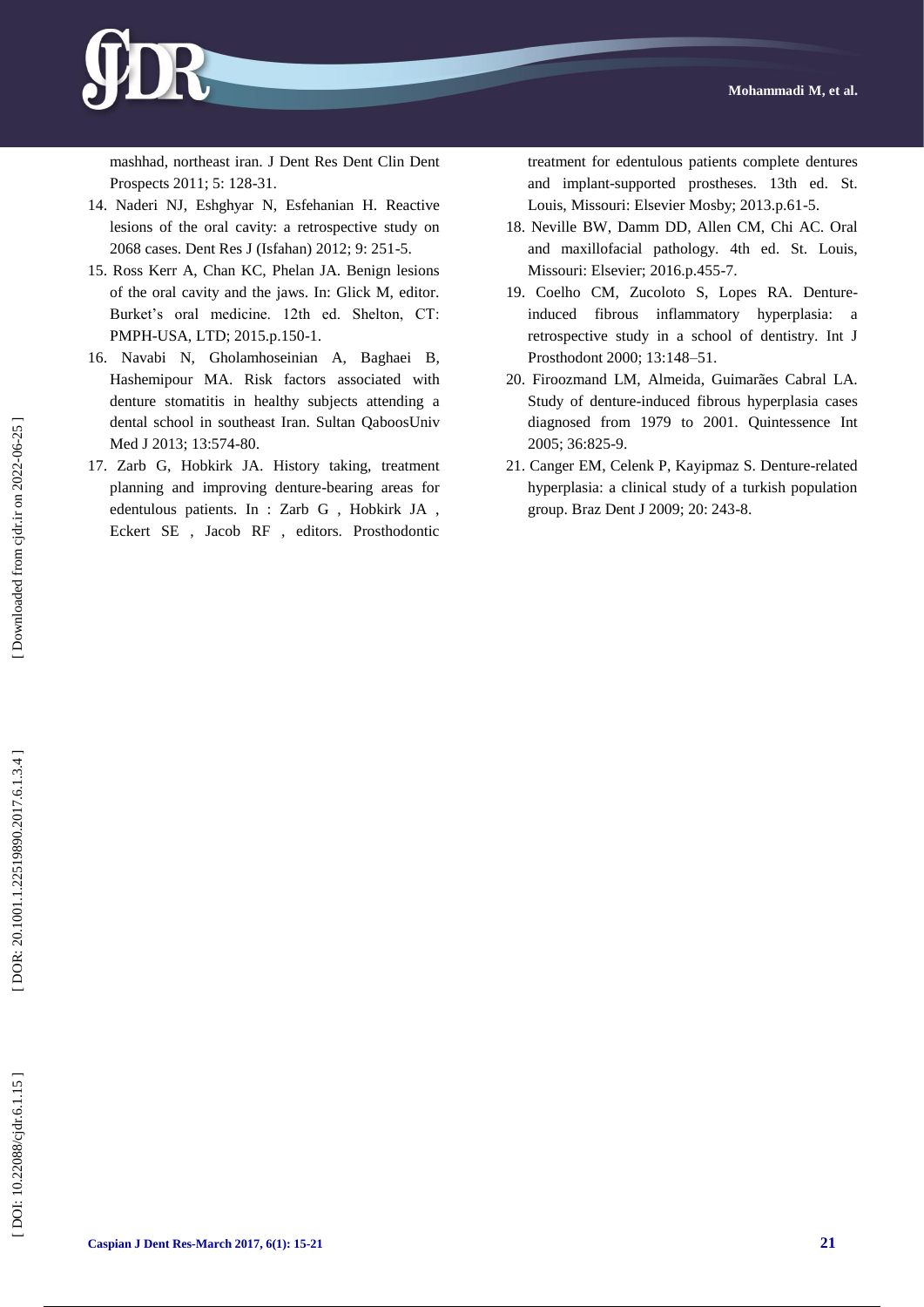mashhad, northeast iran. J Dent Res Dent Clin Dent Prospects 2011; 5: 128-31.

14. Naderi NJ, Eshghyar N, Esfehanian H. Reactive lesions of the oral cavity: a retrospective study on 2068 cases. Dent Res J (Isfahan) 2012; 9: 251-5.
15. Ross Kerr A, Chan KC, Phelan JA. Benign lesions of the oral cavity and the jaws. In: Glick M, editor. Burket's oral medicine. 12th ed. Shelton, CT: PMPH-USA, LTD; 2015.p.150-1.
16. Navabi N, Gholamhoseinian A, Baghaei B, Hashemipour MA. Risk factors associated with denture stomatitis in healthy subjects attending a dental school in southeast Iran. Sultan QaboosUniv Med J 2013; 13:574-80.
17. Zarb G, Hobkirk JA. History taking, treatment planning and improving denture-bearing areas for edentulous patients. In : Zarb G , Hobkirk JA , Eckert SE , Jacob RF , editors. Prosthodontic treatment for edentulous patients complete dentures and implant-supported prostheses. 13th ed. St. Louis, Missouri: Elsevier Mosby; 2013.p.61-5.
18. Neville BW, Damm DD, Allen CM, Chi AC. Oral and maxillofacial pathology. 4th ed. St. Louis, Missouri: Elsevier; 2016.p.455-7.
19. Coelho CM, Zucoloto S, Lopes RA. Denture-induced fibrous inflammatory hyperplasia: a retrospective study in a school of dentistry. Int J Prosthodont 2000; 13:148–51.
20. Firoozmand LM, Almeida, Guimarães Cabral LA. Study of denture-induced fibrous hyperplasia cases diagnosed from 1979 to 2001. Quintessence Int 2005; 36:825-9.
21. Canger EM, Celenk P, Kayipmaz S. Denture-related hyperplasia: a clinical study of a turkish population group. Braz Dent J 2009; 20: 243-8.